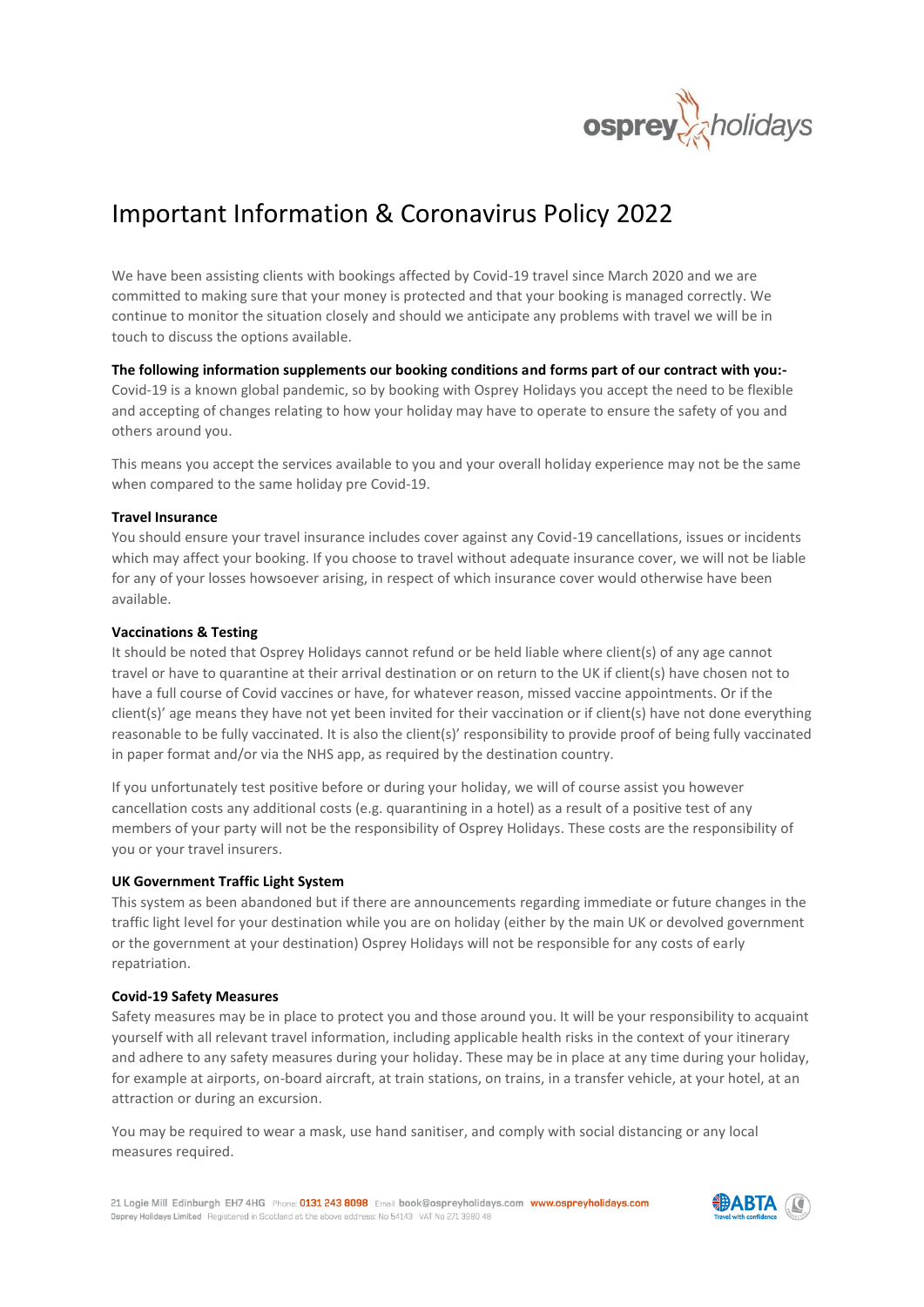# Important Information & Coronavirus Policy 2022

We have been assisting clients with bookings affected by Covid-19 travel since March 2020 and we are committed to making sure that your money is protected and that your booking is managed correctly. We continue to monitor the situation closely and should we anticipate any problems with travel we will be in touch to discuss the options available.

**The following information supplements our booking conditions and forms part of our contract with you:-**
Covid-19 is a known global pandemic, so by booking with Osprey Holidays you accept the need to be flexible and accepting of changes relating to how your holiday may have to operate to ensure the safety of you and others around you.

This means you accept the services available to you and your overall holiday experience may not be the same when compared to the same holiday pre Covid-19.

**Travel Insurance**
You should ensure your travel insurance includes cover against any Covid-19 cancellations, issues or incidents which may affect your booking. If you choose to travel without adequate insurance cover, we will not be liable for any of your losses howsoever arising, in respect of which insurance cover would otherwise have been available.

**Vaccinations & Testing**
It should be noted that Osprey Holidays cannot refund or be held liable where client(s) of any age cannot travel or have to quarantine at their arrival destination or on return to the UK if client(s) have chosen not to have a full course of Covid vaccines or have, for whatever reason, missed vaccine appointments. Or if the client(s)' age means they have not yet been invited for their vaccination or if client(s) have not done everything reasonable to be fully vaccinated. It is also the client(s)' responsibility to provide proof of being fully vaccinated in paper format and/or via the NHS app, as required by the destination country.

If you unfortunately test positive before or during your holiday, we will of course assist you however cancellation costs any additional costs (e.g. quarantining in a hotel) as a result of a positive test of any members of your party will not be the responsibility of Osprey Holidays. These costs are the responsibility of you or your travel insurers.

**UK Government Traffic Light System**
This system as been abandoned but if there are announcements regarding immediate or future changes in the traffic light level for your destination while you are on holiday (either by the main UK or devolved government or the government at your destination) Osprey Holidays will not be responsible for any costs of early repatriation.

**Covid-19 Safety Measures**
Safety measures may be in place to protect you and those around you. It will be your responsibility to acquaint yourself with all relevant travel information, including applicable health risks in the context of your itinerary and adhere to any safety measures during your holiday. These may be in place at any time during your holiday, for example at airports, on-board aircraft, at train stations, on trains, in a transfer vehicle, at your hotel, at an attraction or during an excursion.

You may be required to wear a mask, use hand sanitiser, and comply with social distancing or any local measures required.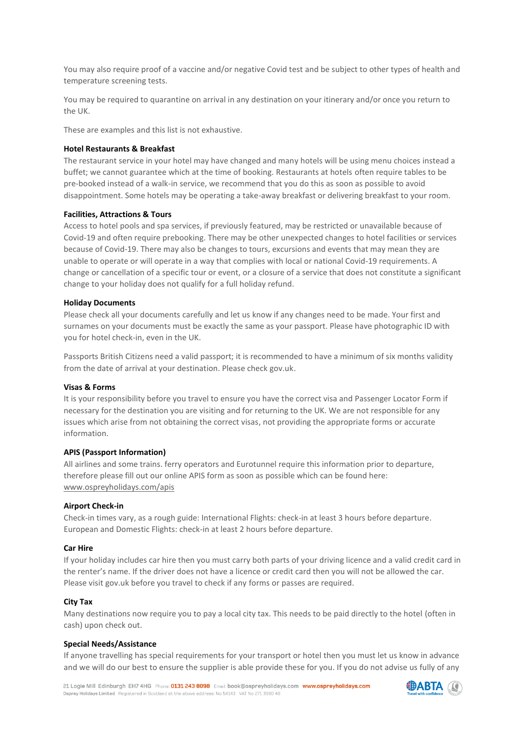You may also require proof of a vaccine and/or negative Covid test and be subject to other types of health and temperature screening tests.

You may be required to quarantine on arrival in any destination on your itinerary and/or once you return to the UK.

These are examples and this list is not exhaustive.

**Hotel Restaurants & Breakfast**

The restaurant service in your hotel may have changed and many hotels will be using menu choices instead a buffet; we cannot guarantee which at the time of booking. Restaurants at hotels often require tables to be pre-booked instead of a walk-in service, we recommend that you do this as soon as possible to avoid disappointment. Some hotels may be operating a take-away breakfast or delivering breakfast to your room.

**Facilities, Attractions & Tours**

Access to hotel pools and spa services, if previously featured, may be restricted or unavailable because of Covid-19 and often require prebooking. There may be other unexpected changes to hotel facilities or services because of Covid-19. There may also be changes to tours, excursions and events that may mean they are unable to operate or will operate in a way that complies with local or national Covid-19 requirements. A change or cancellation of a specific tour or event, or a closure of a service that does not constitute a significant change to your holiday does not qualify for a full holiday refund.

**Holiday Documents**

Please check all your documents carefully and let us know if any changes need to be made. Your first and surnames on your documents must be exactly the same as your passport. Please have photographic ID with you for hotel check-in, even in the UK.

Passports British Citizens need a valid passport; it is recommended to have a minimum of six months validity from the date of arrival at your destination. Please check gov.uk.

**Visas & Forms**

It is your responsibility before you travel to ensure you have the correct visa and Passenger Locator Form if necessary for the destination you are visiting and for returning to the UK. We are not responsible for any issues which arise from not obtaining the correct visas, not providing the appropriate forms or accurate information.

**APIS (Passport Information)**

All airlines and some trains. ferry operators and Eurotunnel require this information prior to departure, therefore please fill out our online APIS form as soon as possible which can be found here: www.ospreyholidays.com/apis

**Airport Check-in**

Check-in times vary, as a rough guide: International Flights: check-in at least 3 hours before departure. European and Domestic Flights: check-in at least 2 hours before departure.

**Car Hire**

If your holiday includes car hire then you must carry both parts of your driving licence and a valid credit card in the renter's name. If the driver does not have a licence or credit card then you will not be allowed the car. Please visit gov.uk before you travel to check if any forms or passes are required.

**City Tax**

Many destinations now require you to pay a local city tax. This needs to be paid directly to the hotel (often in cash) upon check out.

**Special Needs/Assistance**

If anyone travelling has special requirements for your transport or hotel then you must let us know in advance and we will do our best to ensure the supplier is able provide these for you. If you do not advise us fully of any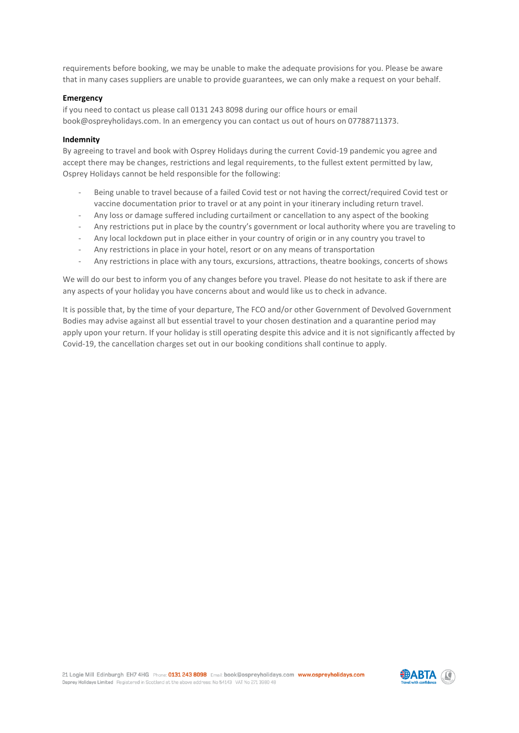requirements before booking, we may be unable to make the adequate provisions for you. Please be aware that in many cases suppliers are unable to provide guarantees, we can only make a request on your behalf.

**Emergency**

if you need to contact us please call 0131 243 8098 during our office hours or email book@ospreyholidays.com. In an emergency you can contact us out of hours on 07788711373.

**Indemnity**

By agreeing to travel and book with Osprey Holidays during the current Covid-19 pandemic you agree and accept there may be changes, restrictions and legal requirements, to the fullest extent permitted by law, Osprey Holidays cannot be held responsible for the following:

- Being unable to travel because of a failed Covid test or not having the correct/required Covid test or vaccine documentation prior to travel or at any point in your itinerary including return travel.
- Any loss or damage suffered including curtailment or cancellation to any aspect of the booking
- Any restrictions put in place by the country's government or local authority where you are traveling to
- Any local lockdown put in place either in your country of origin or in any country you travel to
- Any restrictions in place in your hotel, resort or on any means of transportation
- Any restrictions in place with any tours, excursions, attractions, theatre bookings, concerts of shows

We will do our best to inform you of any changes before you travel. Please do not hesitate to ask if there are any aspects of your holiday you have concerns about and would like us to check in advance.

It is possible that, by the time of your departure, The FCO and/or other Government of Devolved Government Bodies may advise against all but essential travel to your chosen destination and a quarantine period may apply upon your return. If your holiday is still operating despite this advice and it is not significantly affected by Covid-19, the cancellation charges set out in our booking conditions shall continue to apply.